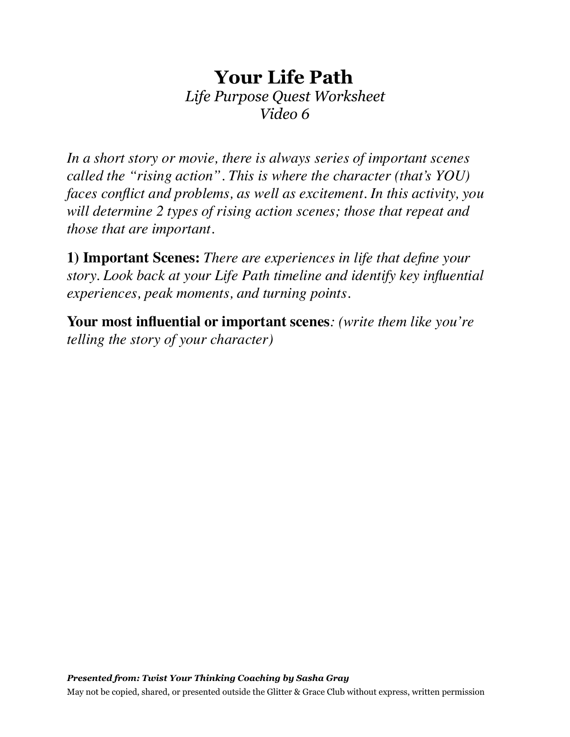# Your Life Path

*Life Purpose Quest Worksheet*
*Video 6*

*In a short story or movie, there is always series of important scenes called the "rising action". This is where the character (that's YOU) faces conflict and problems, as well as excitement. In this activity, you will determine 2 types of rising action scenes; those that repeat and those that are important.*

**1) Important Scenes:** *There are experiences in life that define your story. Look back at your Life Path timeline and identify key influential experiences, peak moments, and turning points.*

**Your most influential or important scenes**: *(write them like you're telling the story of your character)*

***Presented from: Twist Your Thinking Coaching by Sasha Gray***

May not be copied, shared, or presented outside the Glitter & Grace Club without express, written permission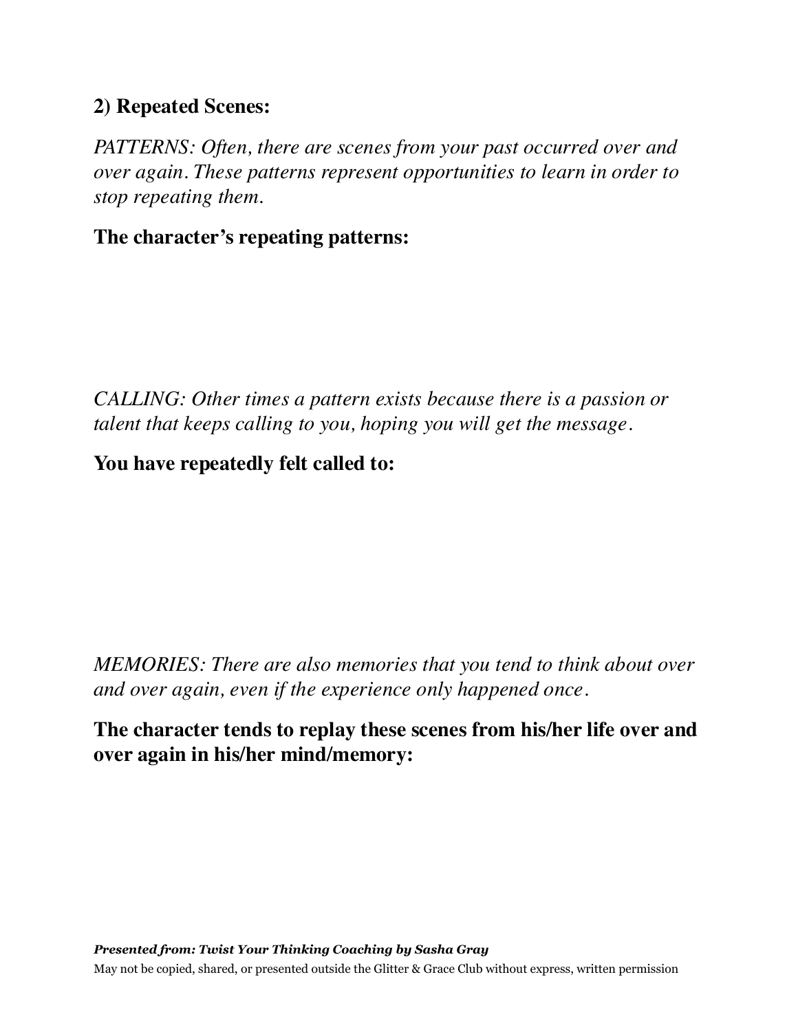**2) Repeated Scenes:**

*PATTERNS: Often, there are scenes from your past occurred over and over again. These patterns represent opportunities to learn in order to stop repeating them.*

**The character's repeating patterns:**

*CALLING: Other times a pattern exists because there is a passion or talent that keeps calling to you, hoping you will get the message.*

**You have repeatedly felt called to:**

*MEMORIES: There are also memories that you tend to think about over and over again, even if the experience only happened once.*

**The character tends to replay these scenes from his/her life over and over again in his/her mind/memory:**

***Presented from: Twist Your Thinking Coaching by Sasha Gray***

May not be copied, shared, or presented outside the Glitter & Grace Club without express, written permission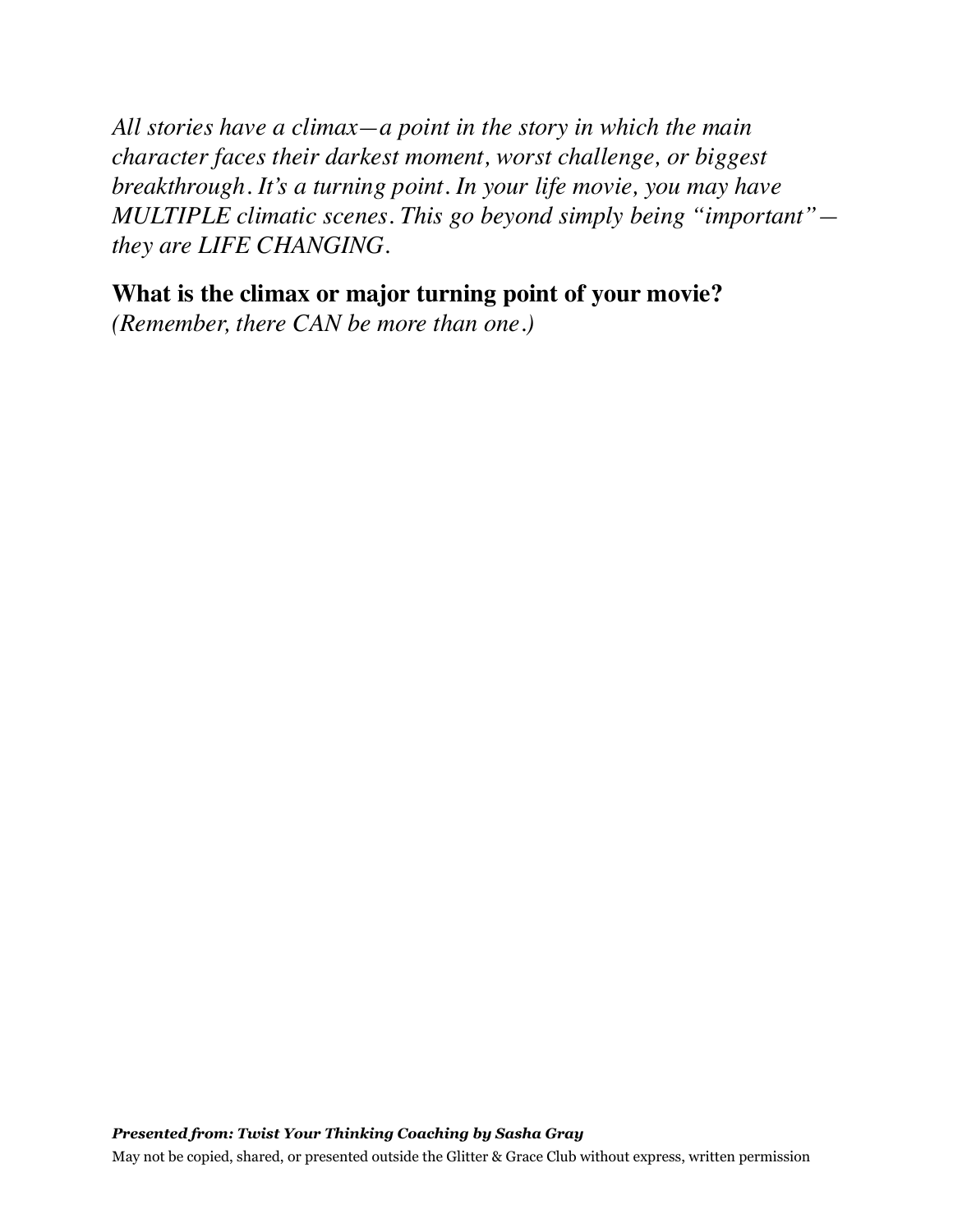*All stories have a climax—a point in the story in which the main character faces their darkest moment, worst challenge, or biggest breakthrough. It's a turning point. In your life movie, you may have MULTIPLE climatic scenes. This go beyond simply being "important"—they are LIFE CHANGING.*

**What is the climax or major turning point of your movie?**
*(Remember, there CAN be more than one.)*

***Presented from: Twist Your Thinking Coaching by Sasha Gray***
May not be copied, shared, or presented outside the Glitter & Grace Club without express, written permission